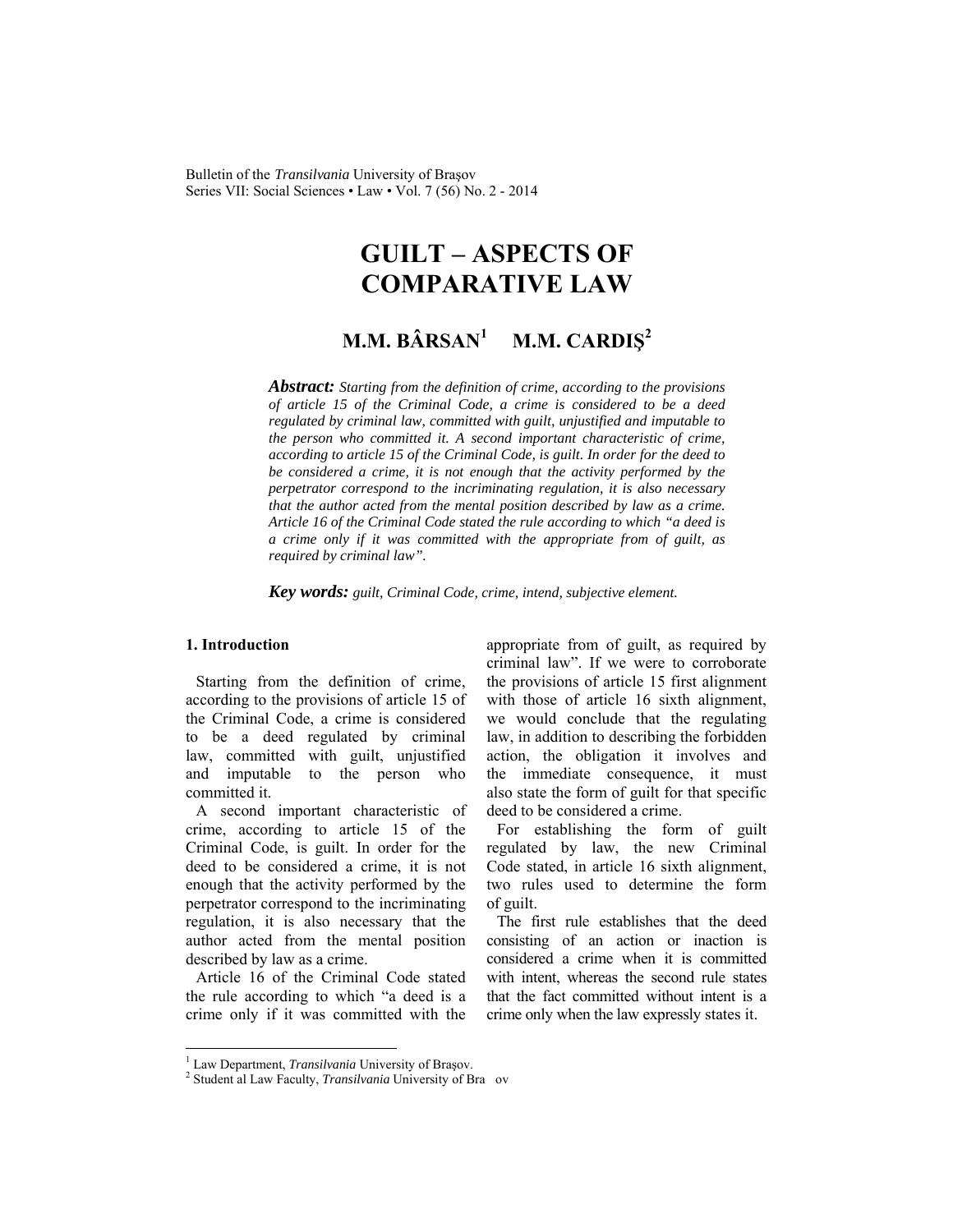# GUILT – ASPECTS OF COMPARATIVE LAW

## M.M. BÂRSAN[1] M.M. CARDIŞ[2]

***Abstract:*** *Starting from the definition of crime, according to the provisions of article 15 of the Criminal Code, a crime is considered to be a deed regulated by criminal law, committed with guilt, unjustified and imputable to the person who committed it. A second important characteristic of crime, according to article 15 of the Criminal Code, is guilt. In order for the deed to be considered a crime, it is not enough that the activity performed by the perpetrator correspond to the incriminating regulation, it is also necessary that the author acted from the mental position described by law as a crime. Article 16 of the Criminal Code stated the rule according to which "a deed is a crime only if it was committed with the appropriate from of guilt, as required by criminal law".*

***Key words:*** *guilt, Criminal Code, crime, intend, subjective element.*

### 1. Introduction

Starting from the definition of crime, according to the provisions of article 15 of the Criminal Code, a crime is considered to be a deed regulated by criminal law, committed with guilt, unjustified and imputable to the person who committed it.

A second important characteristic of crime, according to article 15 of the Criminal Code, is guilt. In order for the deed to be considered a crime, it is not enough that the activity performed by the perpetrator correspond to the incriminating regulation, it is also necessary that the author acted from the mental position described by law as a crime.

Article 16 of the Criminal Code stated the rule according to which "a deed is a crime only if it was committed with the appropriate from of guilt, as required by criminal law". If we were to corroborate the provisions of article 15 first alignment with those of article 16 sixth alignment, we would conclude that the regulating law, in addition to describing the forbidden action, the obligation it involves and the immediate consequence, it must also state the form of guilt for that specific deed to be considered a crime.

For establishing the form of guilt regulated by law, the new Criminal Code stated, in article 16 sixth alignment, two rules used to determine the form of guilt.

The first rule establishes that the deed consisting of an action or inaction is considered a crime when it is committed with intent, whereas the second rule states that the fact committed without intent is a crime only when the law expressly states it.

---

[1] Law Department, *Transilvania* University of Braşov.

[2] Student al Law Faculty, *Transilvania* University of Bra ov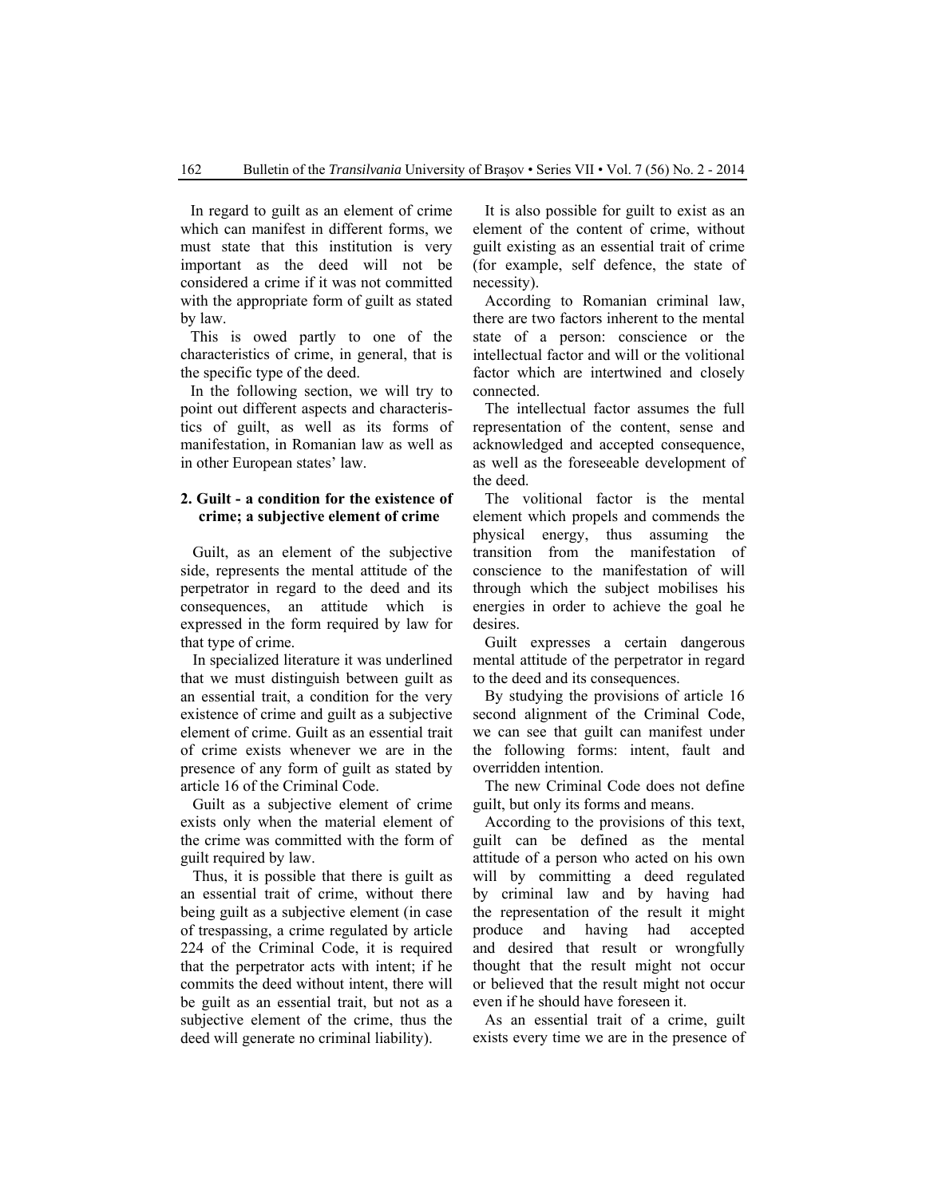In regard to guilt as an element of crime which can manifest in different forms, we must state that this institution is very important as the deed will not be considered a crime if it was not committed with the appropriate form of guilt as stated by law.

This is owed partly to one of the characteristics of crime, in general, that is the specific type of the deed.

In the following section, we will try to point out different aspects and characteristics of guilt, as well as its forms of manifestation, in Romanian law as well as in other European states' law.

## 2. Guilt - a condition for the existence of crime; a subjective element of crime

Guilt, as an element of the subjective side, represents the mental attitude of the perpetrator in regard to the deed and its consequences, an attitude which is expressed in the form required by law for that type of crime.

In specialized literature it was underlined that we must distinguish between guilt as an essential trait, a condition for the very existence of crime and guilt as a subjective element of crime. Guilt as an essential trait of crime exists whenever we are in the presence of any form of guilt as stated by article 16 of the Criminal Code.

Guilt as a subjective element of crime exists only when the material element of the crime was committed with the form of guilt required by law.

Thus, it is possible that there is guilt as an essential trait of crime, without there being guilt as a subjective element (in case of trespassing, a crime regulated by article 224 of the Criminal Code, it is required that the perpetrator acts with intent; if he commits the deed without intent, there will be guilt as an essential trait, but not as a subjective element of the crime, thus the deed will generate no criminal liability).

It is also possible for guilt to exist as an element of the content of crime, without guilt existing as an essential trait of crime (for example, self defence, the state of necessity).

According to Romanian criminal law, there are two factors inherent to the mental state of a person: conscience or the intellectual factor and will or the volitional factor which are intertwined and closely connected.

The intellectual factor assumes the full representation of the content, sense and acknowledged and accepted consequence, as well as the foreseeable development of the deed.

The volitional factor is the mental element which propels and commends the physical energy, thus assuming the transition from the manifestation of conscience to the manifestation of will through which the subject mobilises his energies in order to achieve the goal he desires.

Guilt expresses a certain dangerous mental attitude of the perpetrator in regard to the deed and its consequences.

By studying the provisions of article 16 second alignment of the Criminal Code, we can see that guilt can manifest under the following forms: intent, fault and overridden intention.

The new Criminal Code does not define guilt, but only its forms and means.

According to the provisions of this text, guilt can be defined as the mental attitude of a person who acted on his own will by committing a deed regulated by criminal law and by having had the representation of the result it might produce and having had accepted and desired that result or wrongfully thought that the result might not occur or believed that the result might not occur even if he should have foreseen it.

As an essential trait of a crime, guilt exists every time we are in the presence of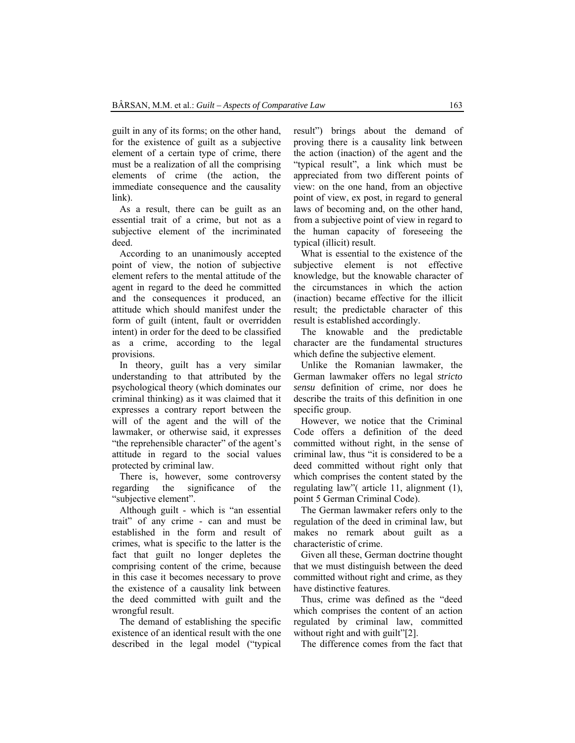guilt in any of its forms; on the other hand, for the existence of guilt as a subjective element of a certain type of crime, there must be a realization of all the comprising elements of crime (the action, the immediate consequence and the causality link).

As a result, there can be guilt as an essential trait of a crime, but not as a subjective element of the incriminated deed.

According to an unanimously accepted point of view, the notion of subjective element refers to the mental attitude of the agent in regard to the deed he committed and the consequences it produced, an attitude which should manifest under the form of guilt (intent, fault or overridden intent) in order for the deed to be classified as a crime, according to the legal provisions.

In theory, guilt has a very similar understanding to that attributed by the psychological theory (which dominates our criminal thinking) as it was claimed that it expresses a contrary report between the will of the agent and the will of the lawmaker, or otherwise said, it expresses "the reprehensible character" of the agent's attitude in regard to the social values protected by criminal law.

There is, however, some controversy regarding the significance of the "subjective element".

Although guilt - which is "an essential trait" of any crime - can and must be established in the form and result of crimes, what is specific to the latter is the fact that guilt no longer depletes the comprising content of the crime, because in this case it becomes necessary to prove the existence of a causality link between the deed committed with guilt and the wrongful result.

The demand of establishing the specific existence of an identical result with the one described in the legal model ("typical result") brings about the demand of proving there is a causality link between the action (inaction) of the agent and the "typical result", a link which must be appreciated from two different points of view: on the one hand, from an objective point of view, ex post, in regard to general laws of becoming and, on the other hand, from a subjective point of view in regard to the human capacity of foreseeing the typical (illicit) result.

What is essential to the existence of the subjective element is not effective knowledge, but the knowable character of the circumstances in which the action (inaction) became effective for the illicit result; the predictable character of this result is established accordingly.

The knowable and the predictable character are the fundamental structures which define the subjective element.

Unlike the Romanian lawmaker, the German lawmaker offers no legal *stricto sensu* definition of crime, nor does he describe the traits of this definition in one specific group.

However, we notice that the Criminal Code offers a definition of the deed committed without right, in the sense of criminal law, thus "it is considered to be a deed committed without right only that which comprises the content stated by the regulating law"( article 11, alignment (1), point 5 German Criminal Code).

The German lawmaker refers only to the regulation of the deed in criminal law, but makes no remark about guilt as a characteristic of crime.

Given all these, German doctrine thought that we must distinguish between the deed committed without right and crime, as they have distinctive features.

Thus, crime was defined as the "deed which comprises the content of an action regulated by criminal law, committed without right and with guilt"[2].

The difference comes from the fact that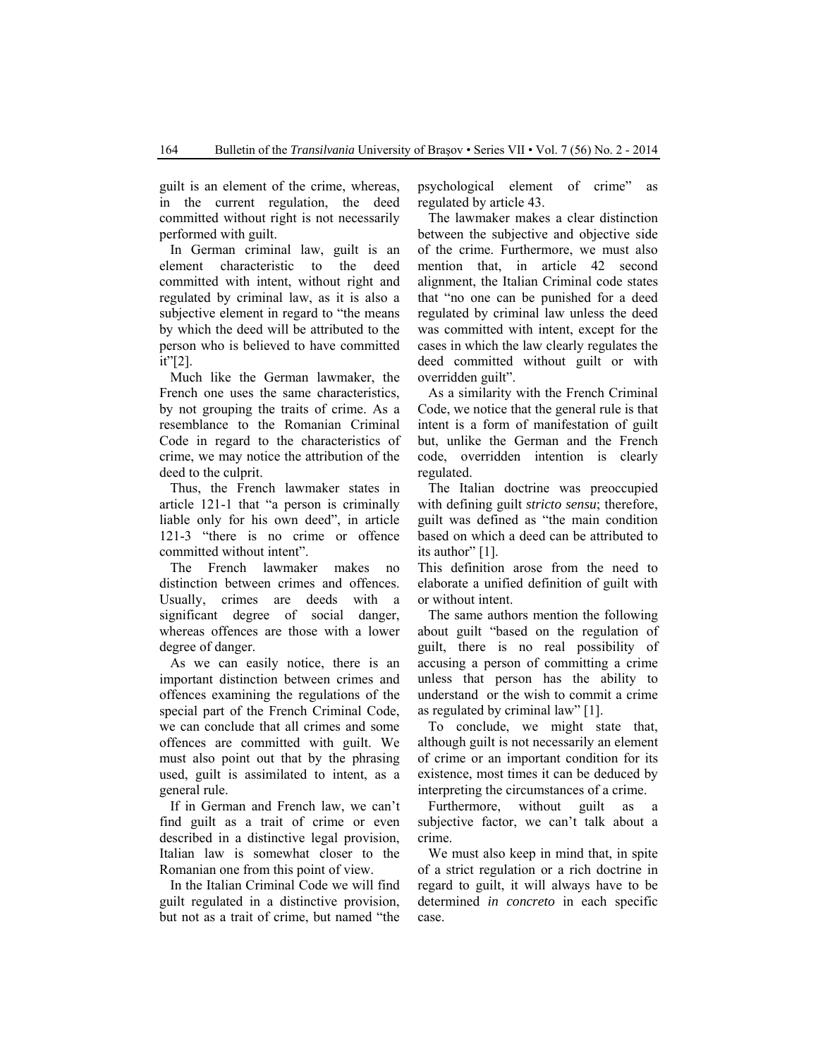guilt is an element of the crime, whereas, in the current regulation, the deed committed without right is not necessarily performed with guilt.

In German criminal law, guilt is an element characteristic to the deed committed with intent, without right and regulated by criminal law, as it is also a subjective element in regard to "the means by which the deed will be attributed to the person who is believed to have committed it"[2].

Much like the German lawmaker, the French one uses the same characteristics, by not grouping the traits of crime. As a resemblance to the Romanian Criminal Code in regard to the characteristics of crime, we may notice the attribution of the deed to the culprit.

Thus, the French lawmaker states in article 121-1 that "a person is criminally liable only for his own deed", in article 121-3 "there is no crime or offence committed without intent".

The French lawmaker makes no distinction between crimes and offences. Usually, crimes are deeds with a significant degree of social danger, whereas offences are those with a lower degree of danger.

As we can easily notice, there is an important distinction between crimes and offences examining the regulations of the special part of the French Criminal Code, we can conclude that all crimes and some offences are committed with guilt. We must also point out that by the phrasing used, guilt is assimilated to intent, as a general rule.

If in German and French law, we can't find guilt as a trait of crime or even described in a distinctive legal provision, Italian law is somewhat closer to the Romanian one from this point of view.

In the Italian Criminal Code we will find guilt regulated in a distinctive provision, but not as a trait of crime, but named "the psychological element of crime" as regulated by article 43.

The lawmaker makes a clear distinction between the subjective and objective side of the crime. Furthermore, we must also mention that, in article 42 second alignment, the Italian Criminal code states that "no one can be punished for a deed regulated by criminal law unless the deed was committed with intent, except for the cases in which the law clearly regulates the deed committed without guilt or with overridden guilt".

As a similarity with the French Criminal Code, we notice that the general rule is that intent is a form of manifestation of guilt but, unlike the German and the French code, overridden intention is clearly regulated.

The Italian doctrine was preoccupied with defining guilt *stricto sensu*; therefore, guilt was defined as "the main condition based on which a deed can be attributed to its author" [1].

This definition arose from the need to elaborate a unified definition of guilt with or without intent.

The same authors mention the following about guilt "based on the regulation of guilt, there is no real possibility of accusing a person of committing a crime unless that person has the ability to understand or the wish to commit a crime as regulated by criminal law" [1].

To conclude, we might state that, although guilt is not necessarily an element of crime or an important condition for its existence, most times it can be deduced by interpreting the circumstances of a crime.

Furthermore, without guilt as a subjective factor, we can't talk about a crime.

We must also keep in mind that, in spite of a strict regulation or a rich doctrine in regard to guilt, it will always have to be determined *in concreto* in each specific case.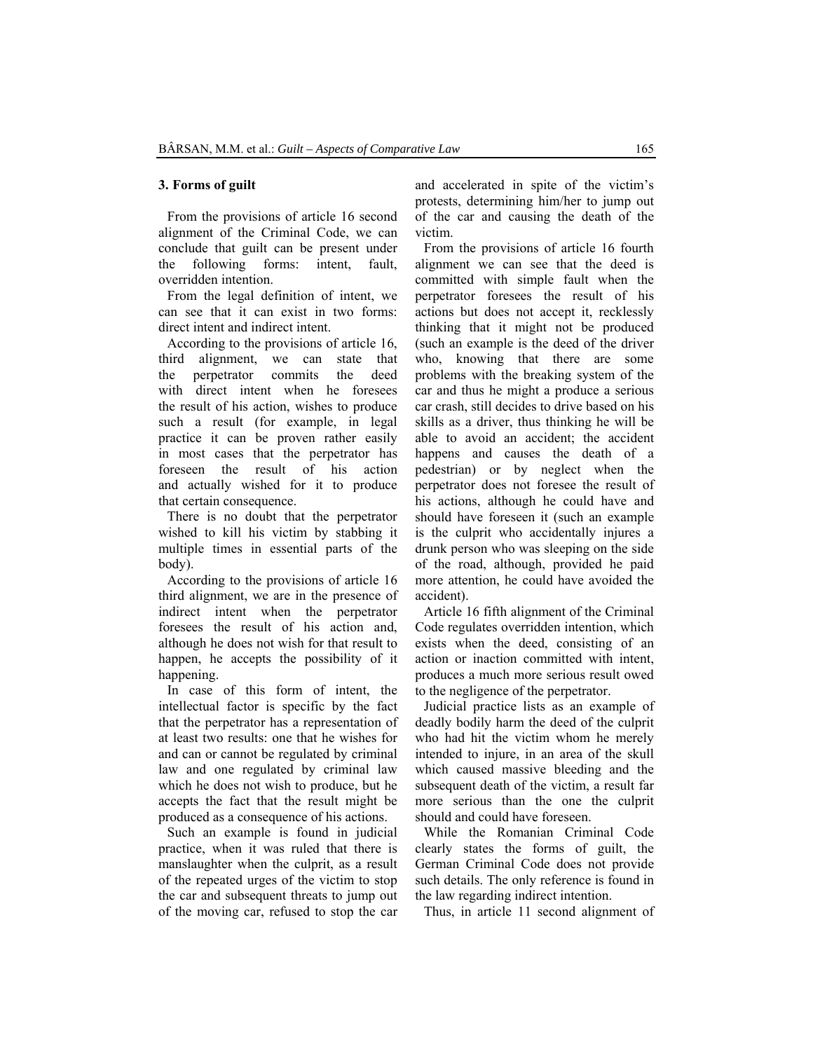## 3. Forms of guilt

From the provisions of article 16 second alignment of the Criminal Code, we can conclude that guilt can be present under the following forms: intent, fault, overridden intention.

From the legal definition of intent, we can see that it can exist in two forms: direct intent and indirect intent.

According to the provisions of article 16, third alignment, we can state that the perpetrator commits the deed with direct intent when he foresees the result of his action, wishes to produce such a result (for example, in legal practice it can be proven rather easily in most cases that the perpetrator has foreseen the result of his action and actually wished for it to produce that certain consequence.

There is no doubt that the perpetrator wished to kill his victim by stabbing it multiple times in essential parts of the body).

According to the provisions of article 16 third alignment, we are in the presence of indirect intent when the perpetrator foresees the result of his action and, although he does not wish for that result to happen, he accepts the possibility of it happening.

In case of this form of intent, the intellectual factor is specific by the fact that the perpetrator has a representation of at least two results: one that he wishes for and can or cannot be regulated by criminal law and one regulated by criminal law which he does not wish to produce, but he accepts the fact that the result might be produced as a consequence of his actions.

Such an example is found in judicial practice, when it was ruled that there is manslaughter when the culprit, as a result of the repeated urges of the victim to stop the car and subsequent threats to jump out of the moving car, refused to stop the car and accelerated in spite of the victim's protests, determining him/her to jump out of the car and causing the death of the victim.

From the provisions of article 16 fourth alignment we can see that the deed is committed with simple fault when the perpetrator foresees the result of his actions but does not accept it, recklessly thinking that it might not be produced (such an example is the deed of the driver who, knowing that there are some problems with the breaking system of the car and thus he might a produce a serious car crash, still decides to drive based on his skills as a driver, thus thinking he will be able to avoid an accident; the accident happens and causes the death of a pedestrian) or by neglect when the perpetrator does not foresee the result of his actions, although he could have and should have foreseen it (such an example is the culprit who accidentally injures a drunk person who was sleeping on the side of the road, although, provided he paid more attention, he could have avoided the accident).

Article 16 fifth alignment of the Criminal Code regulates overridden intention, which exists when the deed, consisting of an action or inaction committed with intent, produces a much more serious result owed to the negligence of the perpetrator.

Judicial practice lists as an example of deadly bodily harm the deed of the culprit who had hit the victim whom he merely intended to injure, in an area of the skull which caused massive bleeding and the subsequent death of the victim, a result far more serious than the one the culprit should and could have foreseen.

While the Romanian Criminal Code clearly states the forms of guilt, the German Criminal Code does not provide such details. The only reference is found in the law regarding indirect intention.

Thus, in article 11 second alignment of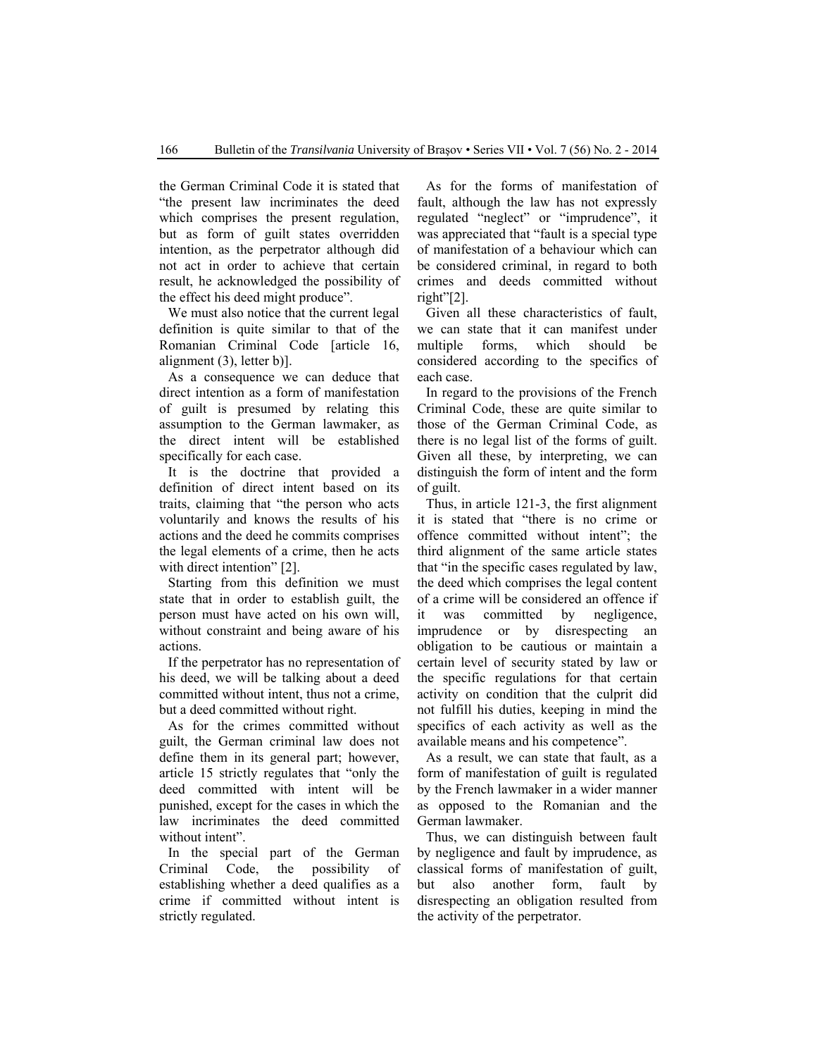the German Criminal Code it is stated that "the present law incriminates the deed which comprises the present regulation, but as form of guilt states overridden intention, as the perpetrator although did not act in order to achieve that certain result, he acknowledged the possibility of the effect his deed might produce".

We must also notice that the current legal definition is quite similar to that of the Romanian Criminal Code [article 16, alignment (3), letter b)].

As a consequence we can deduce that direct intention as a form of manifestation of guilt is presumed by relating this assumption to the German lawmaker, as the direct intent will be established specifically for each case.

It is the doctrine that provided a definition of direct intent based on its traits, claiming that "the person who acts voluntarily and knows the results of his actions and the deed he commits comprises the legal elements of a crime, then he acts with direct intention" [2].

Starting from this definition we must state that in order to establish guilt, the person must have acted on his own will, without constraint and being aware of his actions.

If the perpetrator has no representation of his deed, we will be talking about a deed committed without intent, thus not a crime, but a deed committed without right.

As for the crimes committed without guilt, the German criminal law does not define them in its general part; however, article 15 strictly regulates that "only the deed committed with intent will be punished, except for the cases in which the law incriminates the deed committed without intent".

In the special part of the German Criminal Code, the possibility of establishing whether a deed qualifies as a crime if committed without intent is strictly regulated.

As for the forms of manifestation of fault, although the law has not expressly regulated "neglect" or "imprudence", it was appreciated that "fault is a special type of manifestation of a behaviour which can be considered criminal, in regard to both crimes and deeds committed without right"[2].

Given all these characteristics of fault, we can state that it can manifest under multiple forms, which should be considered according to the specifics of each case.

In regard to the provisions of the French Criminal Code, these are quite similar to those of the German Criminal Code, as there is no legal list of the forms of guilt. Given all these, by interpreting, we can distinguish the form of intent and the form of guilt.

Thus, in article 121-3, the first alignment it is stated that "there is no crime or offence committed without intent"; the third alignment of the same article states that "in the specific cases regulated by law, the deed which comprises the legal content of a crime will be considered an offence if it was committed by negligence, imprudence or by disrespecting an obligation to be cautious or maintain a certain level of security stated by law or the specific regulations for that certain activity on condition that the culprit did not fulfill his duties, keeping in mind the specifics of each activity as well as the available means and his competence".

As a result, we can state that fault, as a form of manifestation of guilt is regulated by the French lawmaker in a wider manner as opposed to the Romanian and the German lawmaker.

Thus, we can distinguish between fault by negligence and fault by imprudence, as classical forms of manifestation of guilt, but also another form, fault by disrespecting an obligation resulted from the activity of the perpetrator.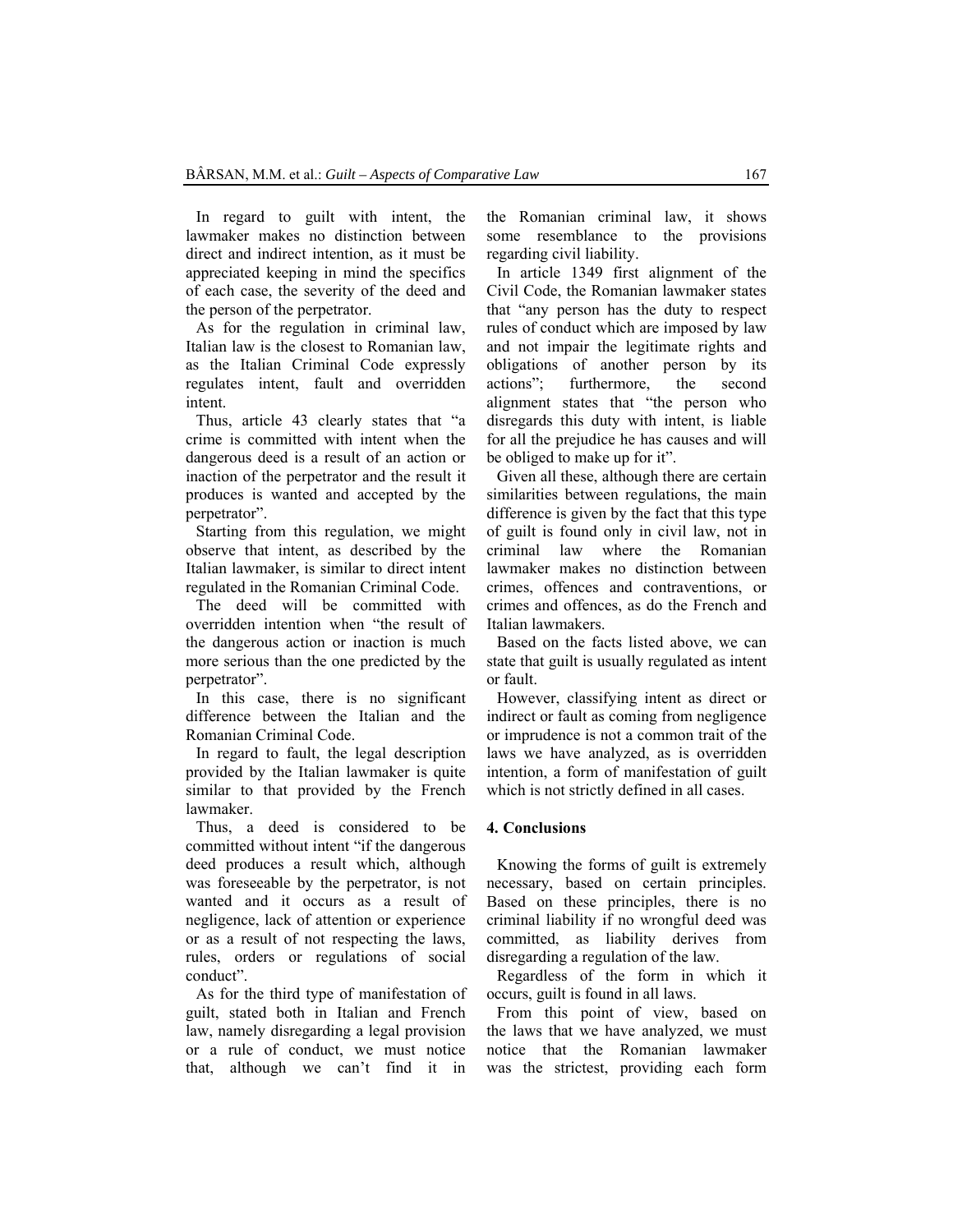In regard to guilt with intent, the lawmaker makes no distinction between direct and indirect intention, as it must be appreciated keeping in mind the specifics of each case, the severity of the deed and the person of the perpetrator.

As for the regulation in criminal law, Italian law is the closest to Romanian law, as the Italian Criminal Code expressly regulates intent, fault and overridden intent.

Thus, article 43 clearly states that "a crime is committed with intent when the dangerous deed is a result of an action or inaction of the perpetrator and the result it produces is wanted and accepted by the perpetrator".

Starting from this regulation, we might observe that intent, as described by the Italian lawmaker, is similar to direct intent regulated in the Romanian Criminal Code.

The deed will be committed with overridden intention when "the result of the dangerous action or inaction is much more serious than the one predicted by the perpetrator".

In this case, there is no significant difference between the Italian and the Romanian Criminal Code.

In regard to fault, the legal description provided by the Italian lawmaker is quite similar to that provided by the French lawmaker.

Thus, a deed is considered to be committed without intent "if the dangerous deed produces a result which, although was foreseeable by the perpetrator, is not wanted and it occurs as a result of negligence, lack of attention or experience or as a result of not respecting the laws, rules, orders or regulations of social conduct".

As for the third type of manifestation of guilt, stated both in Italian and French law, namely disregarding a legal provision or a rule of conduct, we must notice that, although we can't find it in the Romanian criminal law, it shows some resemblance to the provisions regarding civil liability.

In article 1349 first alignment of the Civil Code, the Romanian lawmaker states that "any person has the duty to respect rules of conduct which are imposed by law and not impair the legitimate rights and obligations of another person by its actions"; furthermore, the second alignment states that "the person who disregards this duty with intent, is liable for all the prejudice he has causes and will be obliged to make up for it".

Given all these, although there are certain similarities between regulations, the main difference is given by the fact that this type of guilt is found only in civil law, not in criminal law where the Romanian lawmaker makes no distinction between crimes, offences and contraventions, or crimes and offences, as do the French and Italian lawmakers.

Based on the facts listed above, we can state that guilt is usually regulated as intent or fault.

However, classifying intent as direct or indirect or fault as coming from negligence or imprudence is not a common trait of the laws we have analyzed, as is overridden intention, a form of manifestation of guilt which is not strictly defined in all cases.

## 4. Conclusions

Knowing the forms of guilt is extremely necessary, based on certain principles. Based on these principles, there is no criminal liability if no wrongful deed was committed, as liability derives from disregarding a regulation of the law.

Regardless of the form in which it occurs, guilt is found in all laws.

From this point of view, based on the laws that we have analyzed, we must notice that the Romanian lawmaker was the strictest, providing each form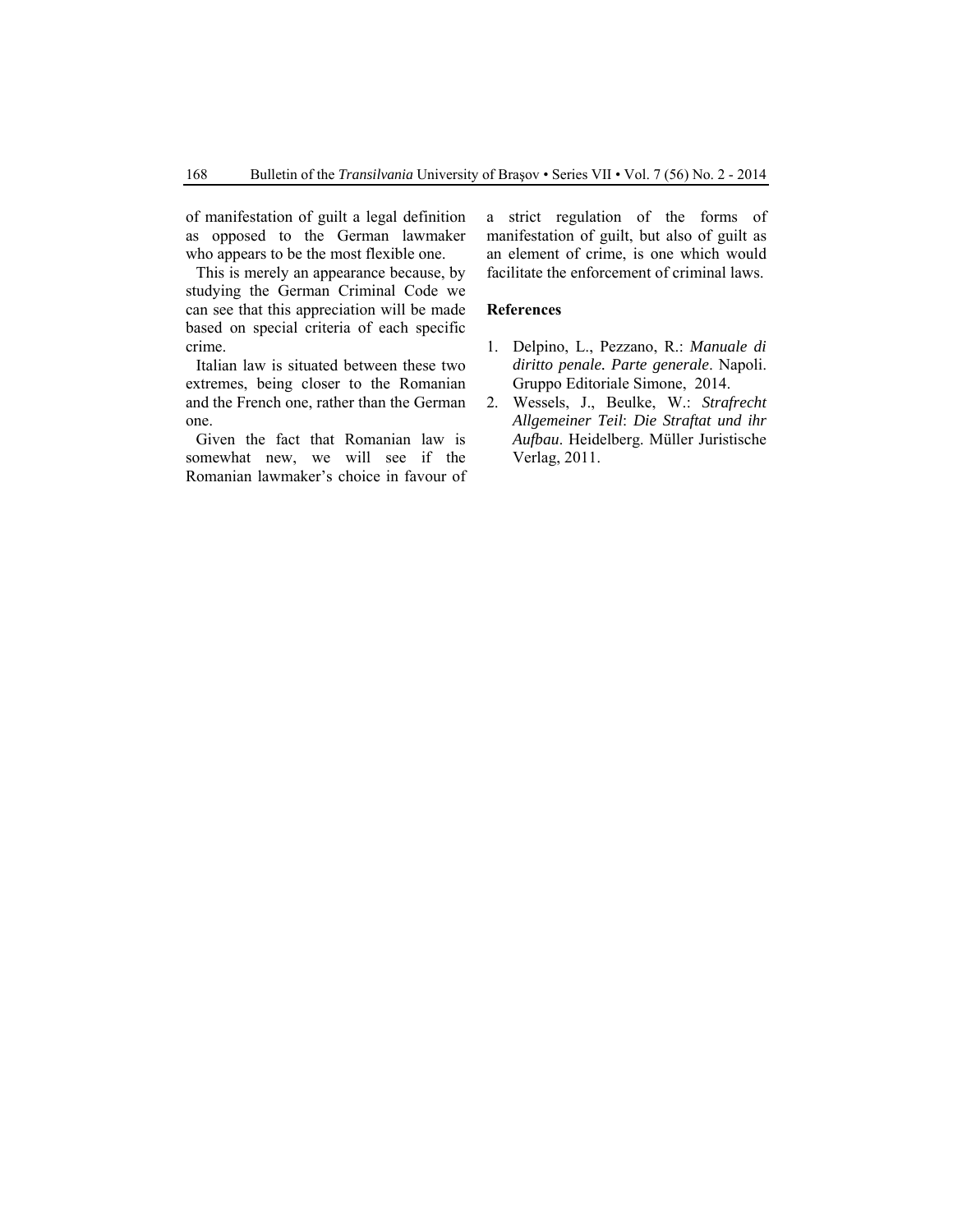of manifestation of guilt a legal definition as opposed to the German lawmaker who appears to be the most flexible one.

This is merely an appearance because, by studying the German Criminal Code we can see that this appreciation will be made based on special criteria of each specific crime.

Italian law is situated between these two extremes, being closer to the Romanian and the French one, rather than the German one.

Given the fact that Romanian law is somewhat new, we will see if the Romanian lawmaker's choice in favour of a strict regulation of the forms of manifestation of guilt, but also of guilt as an element of crime, is one which would facilitate the enforcement of criminal laws.

## References

1. Delpino, L., Pezzano, R.: *Manuale di diritto penale. Parte generale*. Napoli. Gruppo Editoriale Simone, 2014.
2. Wessels, J., Beulke, W.: *Strafrecht Allgemeiner Teil*: *Die Straftat und ihr Aufbau*. Heidelberg. Müller Juristische Verlag, 2011.